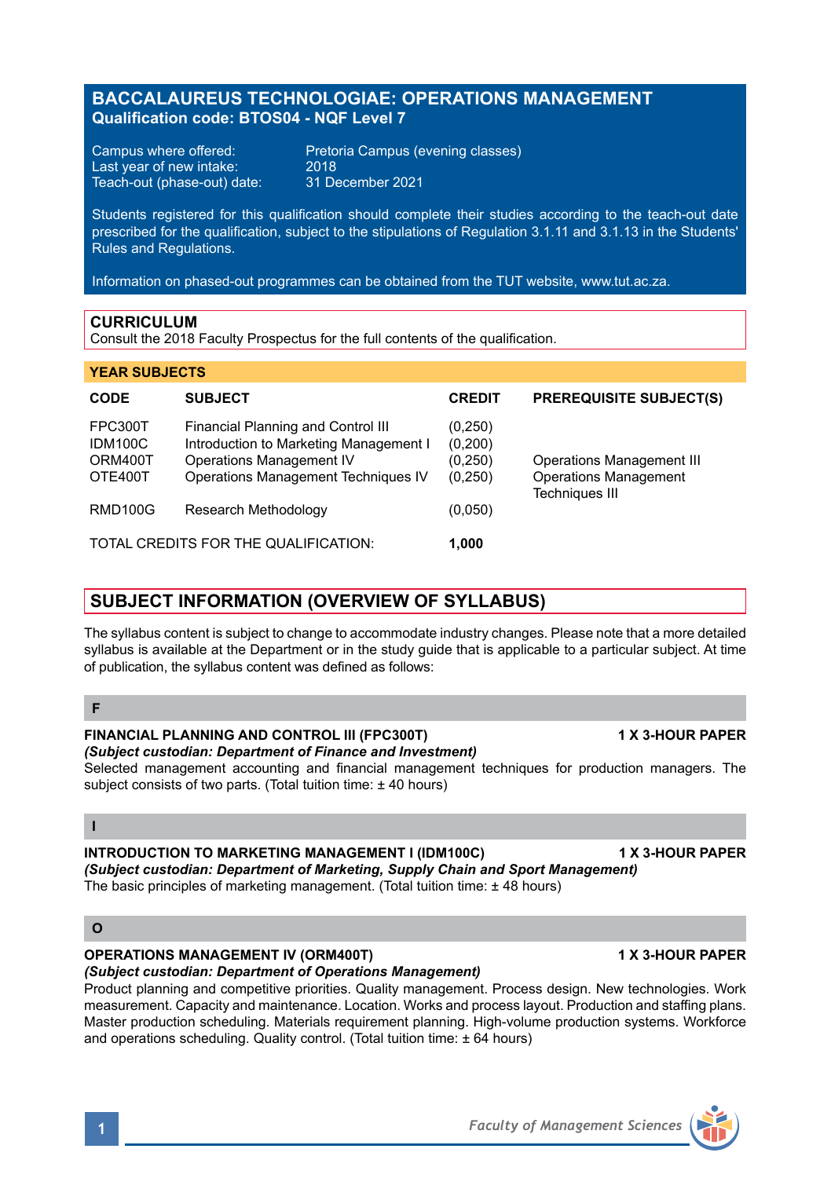# BACCALAUREUS TECHNOLOGIAE: OPERATIONS MANAGEMENT

**Qualification code: BTOS04 - NQF Level 7**

Campus where offered: Pretoria Campus (evening classes)
Last year of new intake: 2018
Teach-out (phase-out) date: 31 December 2021

Students registered for this qualification should complete their studies according to the teach-out date prescribed for the qualification, subject to the stipulations of Regulation 3.1.11 and 3.1.13 in the Students' Rules and Regulations.

Information on phased-out programmes can be obtained from the TUT website, www.tut.ac.za.

## CURRICULUM

Consult the 2018 Faculty Prospectus for the full contents of the qualification.

### YEAR SUBJECTS

| CODE | SUBJECT | CREDIT | PREREQUISITE SUBJECT(S) |
|---|---|---|---|
| FPC300T | Financial Planning and Control III | (0,250) | |
| IDM100C | Introduction to Marketing Management I | (0,200) | |
| ORM400T | Operations Management IV | (0,250) | Operations Management III |
| OTE400T | Operations Management Techniques IV | (0,250) | Operations Management Techniques III |
| RMD100G | Research Methodology | (0,050) | |
| TOTAL CREDITS FOR THE QUALIFICATION: | | **1,000** | |

## SUBJECT INFORMATION (OVERVIEW OF SYLLABUS)

The syllabus content is subject to change to accommodate industry changes. Please note that a more detailed syllabus is available at the Department or in the study guide that is applicable to a particular subject. At time of publication, the syllabus content was defined as follows:

### F

**FINANCIAL PLANNING AND CONTROL III (FPC300T)** **1 X 3-HOUR PAPER**
***(Subject custodian: Department of Finance and Investment)***
Selected management accounting and financial management techniques for production managers. The subject consists of two parts. (Total tuition time: ± 40 hours)

### I

**INTRODUCTION TO MARKETING MANAGEMENT I (IDM100C)** **1 X 3-HOUR PAPER**
***(Subject custodian: Department of Marketing, Supply Chain and Sport Management)***
The basic principles of marketing management. (Total tuition time: ± 48 hours)

### O

**OPERATIONS MANAGEMENT IV (ORM400T)** **1 X 3-HOUR PAPER**
***(Subject custodian: Department of Operations Management)***
Product planning and competitive priorities. Quality management. Process design. New technologies. Work measurement. Capacity and maintenance. Location. Works and process layout. Production and staffing plans. Master production scheduling. Materials requirement planning. High-volume production systems. Workforce and operations scheduling. Quality control. (Total tuition time: ± 64 hours)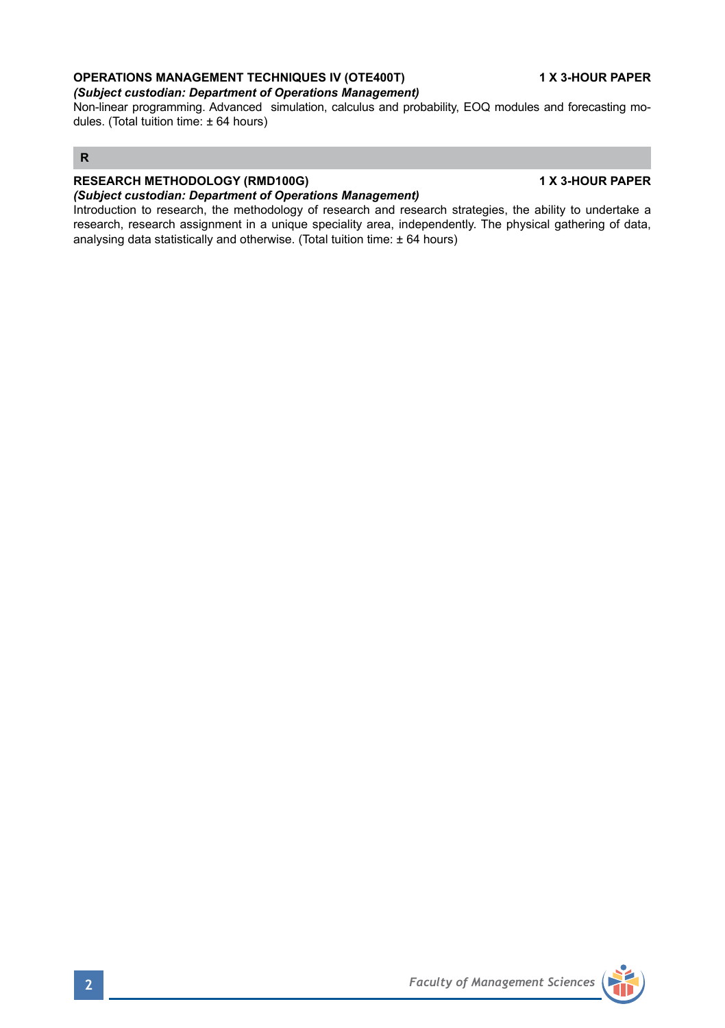**OPERATIONS MANAGEMENT TECHNIQUES IV (OTE400T) 1 X 3-HOUR PAPER**

***(Subject custodian: Department of Operations Management)***

Non-linear programming. Advanced simulation, calculus and probability, EOQ modules and forecasting modules. (Total tuition time: ± 64 hours)

## R

**RESEARCH METHODOLOGY (RMD100G) 1 X 3-HOUR PAPER**

***(Subject custodian: Department of Operations Management)***

Introduction to research, the methodology of research and research strategies, the ability to undertake a research, research assignment in a unique speciality area, independently. The physical gathering of data, analysing data statistically and otherwise. (Total tuition time: ± 64 hours)